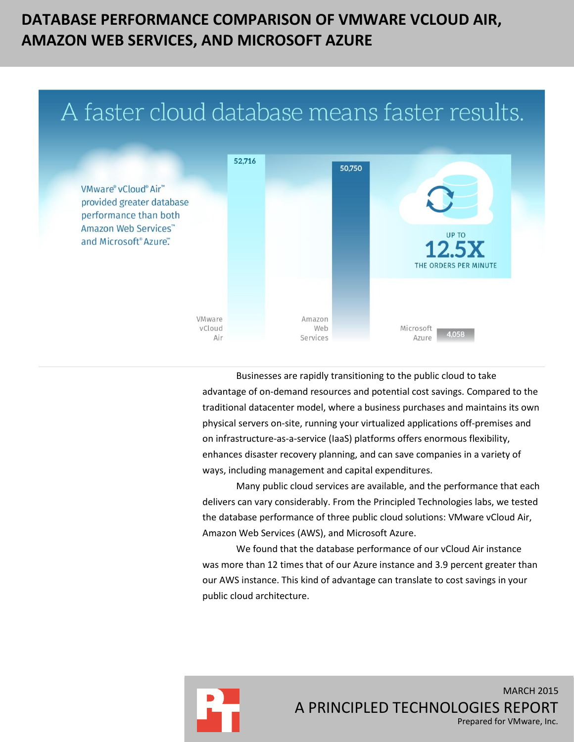# DATABASE PERFORMANCE COMPARISON OF VMWARE VCLOUD AIR, AMAZON WEB SERVICES, AND MICROSOFT AZURE

A faster cloud database means faster results.

VMware® vCloud® Air™ provided greater database performance than both Amazon Web Services™ and Microsoft® Azure®.

52,716

VMware vCloud Air

50,750

Amazon Web Services

4,058

Microsoft Azure

UP TO

12.5X

THE ORDERS PER MINUTE

Businesses are rapidly transitioning to the public cloud to take advantage of on-demand resources and potential cost savings. Compared to the traditional datacenter model, where a business purchases and maintains its own physical servers on-site, running your virtualized applications off-premises and on infrastructure-as-a-service (IaaS) platforms offers enormous flexibility, enhances disaster recovery planning, and can save companies in a variety of ways, including management and capital expenditures.

Many public cloud services are available, and the performance that each delivers can vary considerably. From the Principled Technologies labs, we tested the database performance of three public cloud solutions: VMware vCloud Air, Amazon Web Services (AWS), and Microsoft Azure.

We found that the database performance of our vCloud Air instance was more than 12 times that of our Azure instance and 3.9 percent greater than our AWS instance. This kind of advantage can translate to cost savings in your public cloud architecture.

MARCH 2015

A PRINCIPLED TECHNOLOGIES REPORT

Prepared for VMware, Inc.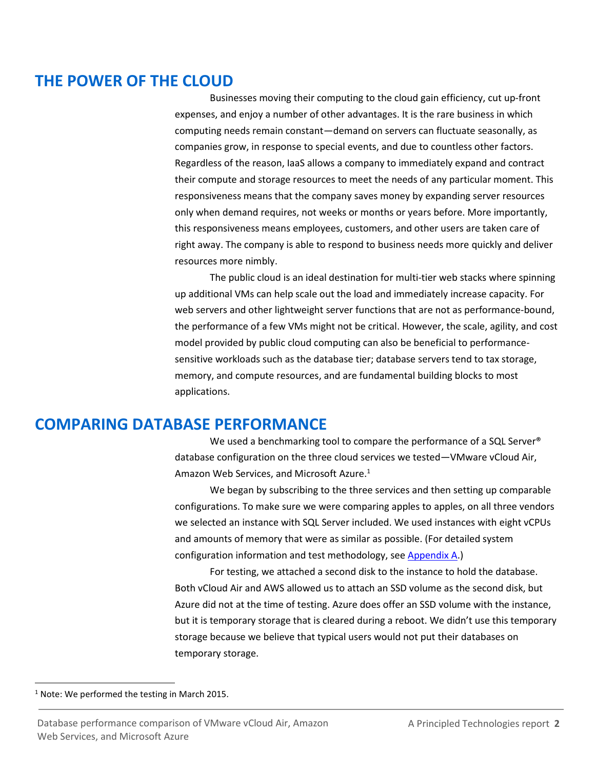## THE POWER OF THE CLOUD

Businesses moving their computing to the cloud gain efficiency, cut up-front expenses, and enjoy a number of other advantages. It is the rare business in which computing needs remain constant—demand on servers can fluctuate seasonally, as companies grow, in response to special events, and due to countless other factors. Regardless of the reason, IaaS allows a company to immediately expand and contract their compute and storage resources to meet the needs of any particular moment. This responsiveness means that the company saves money by expanding server resources only when demand requires, not weeks or months or years before. More importantly, this responsiveness means employees, customers, and other users are taken care of right away. The company is able to respond to business needs more quickly and deliver resources more nimbly.

The public cloud is an ideal destination for multi-tier web stacks where spinning up additional VMs can help scale out the load and immediately increase capacity. For web servers and other lightweight server functions that are not as performance-bound, the performance of a few VMs might not be critical. However, the scale, agility, and cost model provided by public cloud computing can also be beneficial to performance-sensitive workloads such as the database tier; database servers tend to tax storage, memory, and compute resources, and are fundamental building blocks to most applications.

## COMPARING DATABASE PERFORMANCE

We used a benchmarking tool to compare the performance of a SQL Server® database configuration on the three cloud services we tested—VMware vCloud Air, Amazon Web Services, and Microsoft Azure.[1]

We began by subscribing to the three services and then setting up comparable configurations. To make sure we were comparing apples to apples, on all three vendors we selected an instance with SQL Server included. We used instances with eight vCPUs and amounts of memory that were as similar as possible. (For detailed system configuration information and test methodology, see Appendix A.)

For testing, we attached a second disk to the instance to hold the database. Both vCloud Air and AWS allowed us to attach an SSD volume as the second disk, but Azure did not at the time of testing. Azure does offer an SSD volume with the instance, but it is temporary storage that is cleared during a reboot. We didn't use this temporary storage because we believe that typical users would not put their databases on temporary storage.

[1] Note: We performed the testing in March 2015.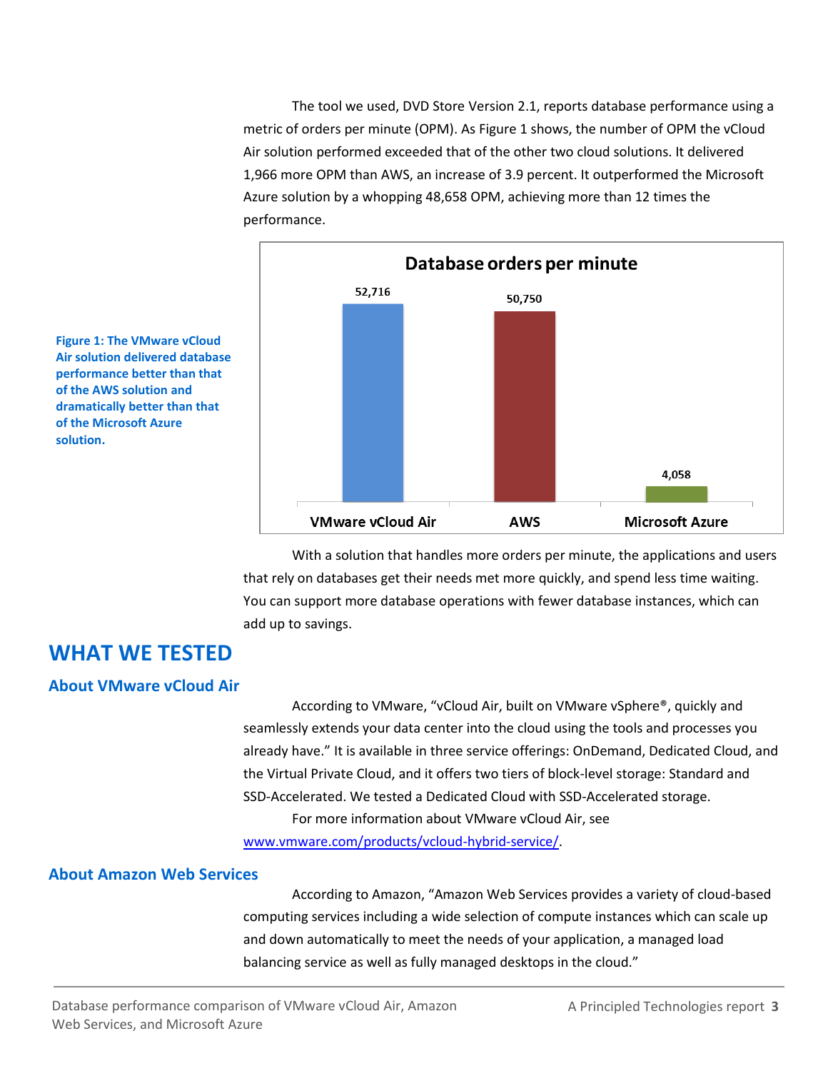The tool we used, DVD Store Version 2.1, reports database performance using a metric of orders per minute (OPM). As Figure 1 shows, the number of OPM the vCloud Air solution performed exceeded that of the other two cloud solutions. It delivered 1,966 more OPM than AWS, an increase of 3.9 percent. It outperformed the Microsoft Azure solution by a whopping 48,658 OPM, achieving more than 12 times the performance.

**Figure 1: The VMware vCloud Air solution delivered database performance better than that of the AWS solution and dramatically better than that of the Microsoft Azure solution.**

Database orders per minute

52,716

50,750

4,058

VMware vCloud Air

AWS

Microsoft Azure

With a solution that handles more orders per minute, the applications and users that rely on databases get their needs met more quickly, and spend less time waiting. You can support more database operations with fewer database instances, which can add up to savings.

# WHAT WE TESTED

## About VMware vCloud Air

According to VMware, "vCloud Air, built on VMware vSphere®, quickly and seamlessly extends your data center into the cloud using the tools and processes you already have." It is available in three service offerings: OnDemand, Dedicated Cloud, and the Virtual Private Cloud, and it offers two tiers of block-level storage: Standard and SSD-Accelerated. We tested a Dedicated Cloud with SSD-Accelerated storage.

For more information about VMware vCloud Air, see [www.vmware.com/products/vcloud-hybrid-service/](http://www.vmware.com/products/vcloud-hybrid-service/).

## About Amazon Web Services

According to Amazon, "Amazon Web Services provides a variety of cloud-based computing services including a wide selection of compute instances which can scale up and down automatically to meet the needs of your application, a managed load balancing service as well as fully managed desktops in the cloud."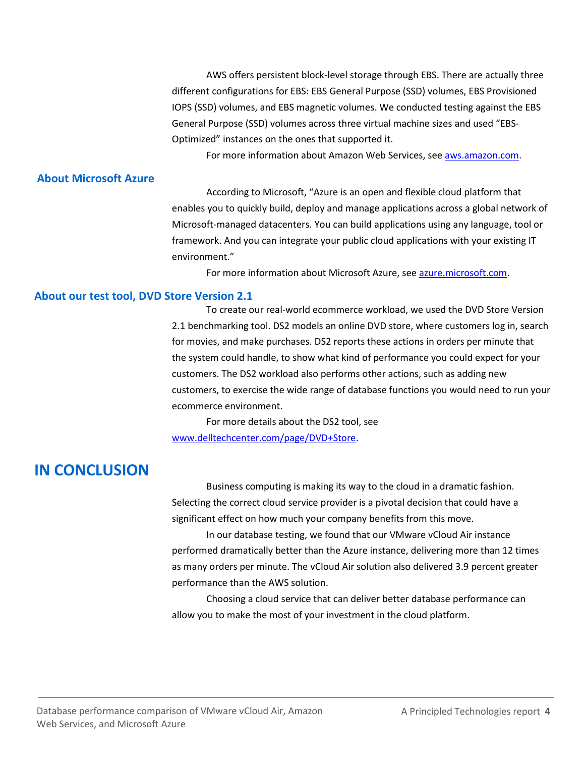AWS offers persistent block-level storage through EBS. There are actually three different configurations for EBS: EBS General Purpose (SSD) volumes, EBS Provisioned IOPS (SSD) volumes, and EBS magnetic volumes. We conducted testing against the EBS General Purpose (SSD) volumes across three virtual machine sizes and used "EBS-Optimized" instances on the ones that supported it.

For more information about Amazon Web Services, see [aws.amazon.com](aws.amazon.com).

### About Microsoft Azure

According to Microsoft, "Azure is an open and flexible cloud platform that enables you to quickly build, deploy and manage applications across a global network of Microsoft-managed datacenters. You can build applications using any language, tool or framework. And you can integrate your public cloud applications with your existing IT environment."

For more information about Microsoft Azure, see [azure.microsoft.com](azure.microsoft.com).

### About our test tool, DVD Store Version 2.1

To create our real-world ecommerce workload, we used the DVD Store Version 2.1 benchmarking tool. DS2 models an online DVD store, where customers log in, search for movies, and make purchases. DS2 reports these actions in orders per minute that the system could handle, to show what kind of performance you could expect for your customers. The DS2 workload also performs other actions, such as adding new customers, to exercise the wide range of database functions you would need to run your ecommerce environment.

For more details about the DS2 tool, see [www.delltechcenter.com/page/DVD+Store](www.delltechcenter.com/page/DVD+Store).

## IN CONCLUSION

Business computing is making its way to the cloud in a dramatic fashion. Selecting the correct cloud service provider is a pivotal decision that could have a significant effect on how much your company benefits from this move.

In our database testing, we found that our VMware vCloud Air instance performed dramatically better than the Azure instance, delivering more than 12 times as many orders per minute. The vCloud Air solution also delivered 3.9 percent greater performance than the AWS solution.

Choosing a cloud service that can deliver better database performance can allow you to make the most of your investment in the cloud platform.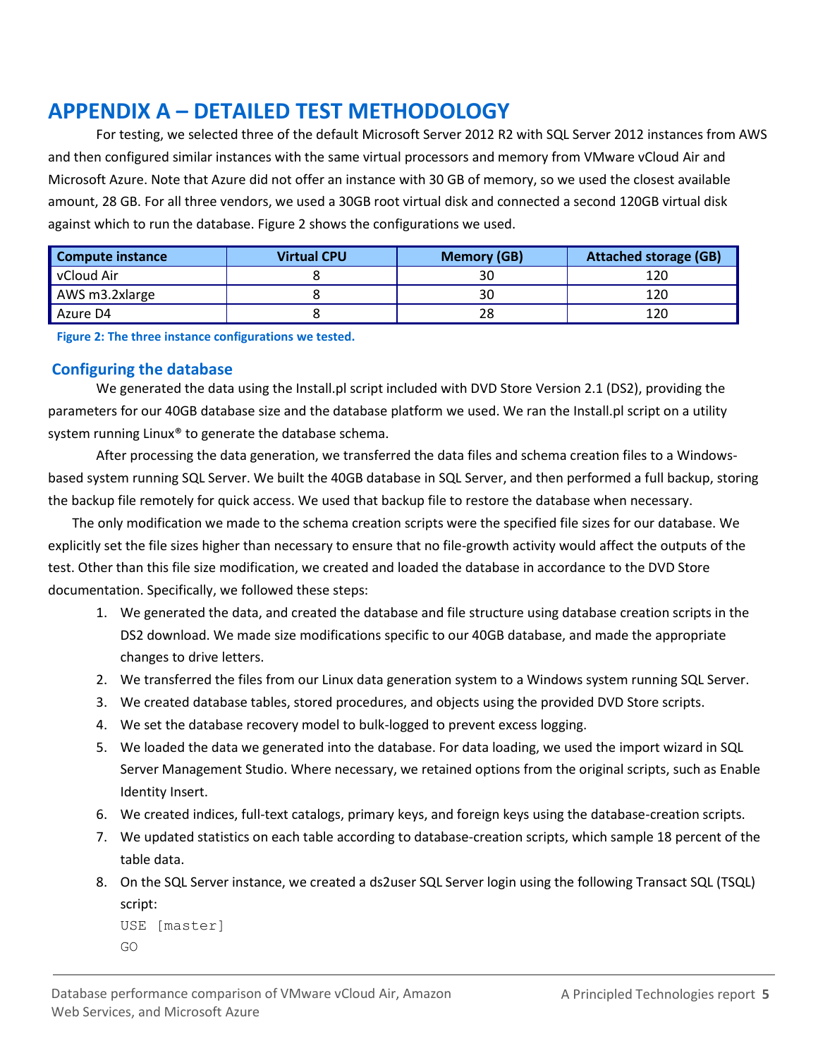# APPENDIX A – DETAILED TEST METHODOLOGY

For testing, we selected three of the default Microsoft Server 2012 R2 with SQL Server 2012 instances from AWS and then configured similar instances with the same virtual processors and memory from VMware vCloud Air and Microsoft Azure. Note that Azure did not offer an instance with 30 GB of memory, so we used the closest available amount, 28 GB. For all three vendors, we used a 30GB root virtual disk and connected a second 120GB virtual disk against which to run the database. Figure 2 shows the configurations we used.

| Compute instance | Virtual CPU | Memory (GB) | Attached storage (GB) |
| --- | --- | --- | --- |
| vCloud Air | 8 | 30 | 120 |
| AWS m3.2xlarge | 8 | 30 | 120 |
| Azure D4 | 8 | 28 | 120 |

Figure 2: The three instance configurations we tested.

## Configuring the database

We generated the data using the Install.pl script included with DVD Store Version 2.1 (DS2), providing the parameters for our 40GB database size and the database platform we used. We ran the Install.pl script on a utility system running Linux® to generate the database schema.

After processing the data generation, we transferred the data files and schema creation files to a Windows-based system running SQL Server. We built the 40GB database in SQL Server, and then performed a full backup, storing the backup file remotely for quick access. We used that backup file to restore the database when necessary.

The only modification we made to the schema creation scripts were the specified file sizes for our database. We explicitly set the file sizes higher than necessary to ensure that no file-growth activity would affect the outputs of the test. Other than this file size modification, we created and loaded the database in accordance to the DVD Store documentation. Specifically, we followed these steps:

1. We generated the data, and created the database and file structure using database creation scripts in the DS2 download. We made size modifications specific to our 40GB database, and made the appropriate changes to drive letters.
2. We transferred the files from our Linux data generation system to a Windows system running SQL Server.
3. We created database tables, stored procedures, and objects using the provided DVD Store scripts.
4. We set the database recovery model to bulk-logged to prevent excess logging.
5. We loaded the data we generated into the database. For data loading, we used the import wizard in SQL Server Management Studio. Where necessary, we retained options from the original scripts, such as Enable Identity Insert.
6. We created indices, full-text catalogs, primary keys, and foreign keys using the database-creation scripts.
7. We updated statistics on each table according to database-creation scripts, which sample 18 percent of the table data.
8. On the SQL Server instance, we created a ds2user SQL Server login using the following Transact SQL (TSQL) script:

```
USE [master]
GO
```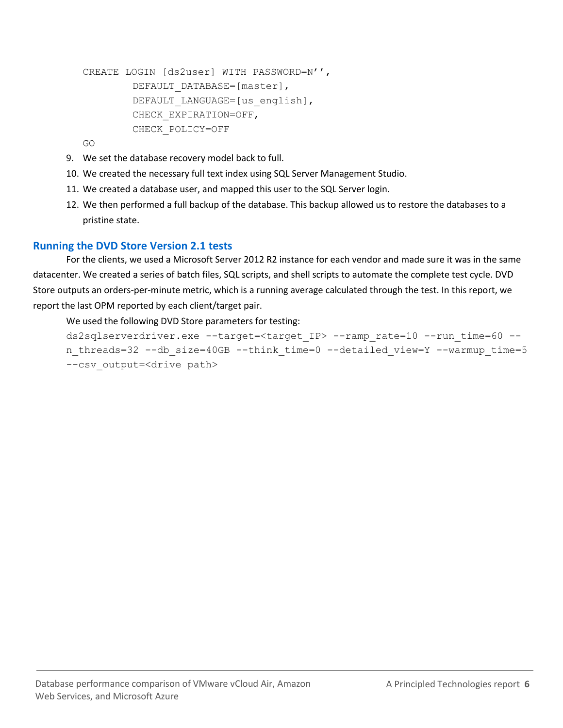```
CREATE LOGIN [ds2user] WITH PASSWORD=N'',
        DEFAULT_DATABASE=[master],
        DEFAULT_LANGUAGE=[us_english],
        CHECK_EXPIRATION=OFF,
        CHECK_POLICY=OFF
GO
```

9. We set the database recovery model back to full.
10. We created the necessary full text index using SQL Server Management Studio.
11. We created a database user, and mapped this user to the SQL Server login.
12. We then performed a full backup of the database. This backup allowed us to restore the databases to a pristine state.

## Running the DVD Store Version 2.1 tests

For the clients, we used a Microsoft Server 2012 R2 instance for each vendor and made sure it was in the same datacenter. We created a series of batch files, SQL scripts, and shell scripts to automate the complete test cycle. DVD Store outputs an orders-per-minute metric, which is a running average calculated through the test. In this report, we report the last OPM reported by each client/target pair.

We used the following DVD Store parameters for testing:

```
ds2sqlserverdriver.exe --target=<target_IP> --ramp_rate=10 --run_time=60 --n_threads=32 --db_size=40GB --think_time=0 --detailed_view=Y --warmup_time=5 --csv_output=<drive path>
```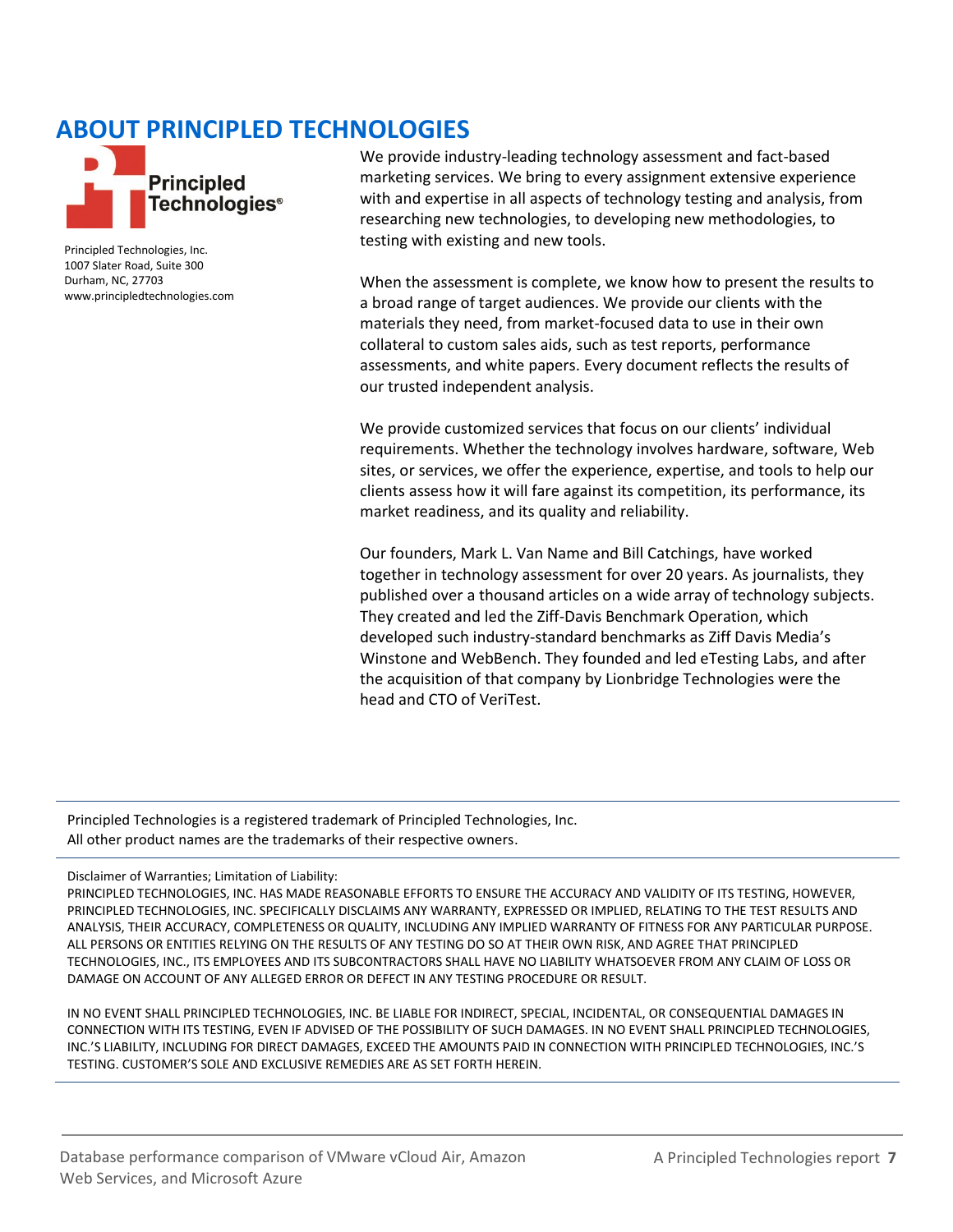# ABOUT PRINCIPLED TECHNOLOGIES

Principled Technologies, Inc.
1007 Slater Road, Suite 300
Durham, NC, 27703
www.principledtechnologies.com

We provide industry-leading technology assessment and fact-based marketing services. We bring to every assignment extensive experience with and expertise in all aspects of technology testing and analysis, from researching new technologies, to developing new methodologies, to testing with existing and new tools.

When the assessment is complete, we know how to present the results to a broad range of target audiences. We provide our clients with the materials they need, from market-focused data to use in their own collateral to custom sales aids, such as test reports, performance assessments, and white papers. Every document reflects the results of our trusted independent analysis.

We provide customized services that focus on our clients' individual requirements. Whether the technology involves hardware, software, Web sites, or services, we offer the experience, expertise, and tools to help our clients assess how it will fare against its competition, its performance, its market readiness, and its quality and reliability.

Our founders, Mark L. Van Name and Bill Catchings, have worked together in technology assessment for over 20 years. As journalists, they published over a thousand articles on a wide array of technology subjects. They created and led the Ziff-Davis Benchmark Operation, which developed such industry-standard benchmarks as Ziff Davis Media's Winstone and WebBench. They founded and led eTesting Labs, and after the acquisition of that company by Lionbridge Technologies were the head and CTO of VeriTest.

---

Principled Technologies is a registered trademark of Principled Technologies, Inc.
All other product names are the trademarks of their respective owners.

---

Disclaimer of Warranties; Limitation of Liability:
PRINCIPLED TECHNOLOGIES, INC. HAS MADE REASONABLE EFFORTS TO ENSURE THE ACCURACY AND VALIDITY OF ITS TESTING, HOWEVER, PRINCIPLED TECHNOLOGIES, INC. SPECIFICALLY DISCLAIMS ANY WARRANTY, EXPRESSED OR IMPLIED, RELATING TO THE TEST RESULTS AND ANALYSIS, THEIR ACCURACY, COMPLETENESS OR QUALITY, INCLUDING ANY IMPLIED WARRANTY OF FITNESS FOR ANY PARTICULAR PURPOSE. ALL PERSONS OR ENTITIES RELYING ON THE RESULTS OF ANY TESTING DO SO AT THEIR OWN RISK, AND AGREE THAT PRINCIPLED TECHNOLOGIES, INC., ITS EMPLOYEES AND ITS SUBCONTRACTORS SHALL HAVE NO LIABILITY WHATSOEVER FROM ANY CLAIM OF LOSS OR DAMAGE ON ACCOUNT OF ANY ALLEGED ERROR OR DEFECT IN ANY TESTING PROCEDURE OR RESULT.

IN NO EVENT SHALL PRINCIPLED TECHNOLOGIES, INC. BE LIABLE FOR INDIRECT, SPECIAL, INCIDENTAL, OR CONSEQUENTIAL DAMAGES IN CONNECTION WITH ITS TESTING, EVEN IF ADVISED OF THE POSSIBILITY OF SUCH DAMAGES. IN NO EVENT SHALL PRINCIPLED TECHNOLOGIES, INC.'S LIABILITY, INCLUDING FOR DIRECT DAMAGES, EXCEED THE AMOUNTS PAID IN CONNECTION WITH PRINCIPLED TECHNOLOGIES, INC.'S TESTING. CUSTOMER'S SOLE AND EXCLUSIVE REMEDIES ARE AS SET FORTH HEREIN.